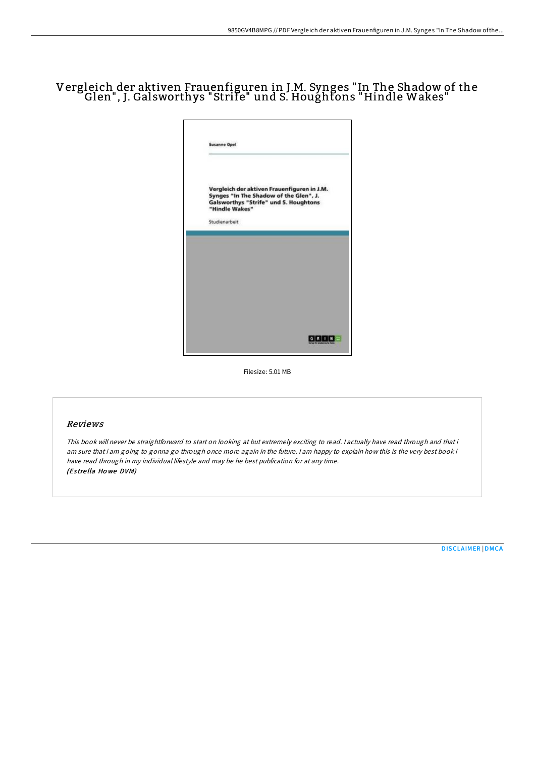# Vergleich der aktiven Frauenfiguren in J.M. Synges "In The Shadow of the Glen", J. Galsworthys "Strife" und S. Houghtons "Hindle Wakes"

Susanne Opel

Vergleich der aktiven Frauenfiguren in J.M. Synges "In The Shadow of the Glen", J. Galsworthys "Strife" und S. Houghtons "Hindle Wakes"

Studienarbeit

Filesize: 5.01 MB

## Reviews

*This book will never be straightforward to start on looking at but extremely exciting to read. I actually have read through and that i am sure that i am going to gonna go through once more again in the future. I am happy to explain how this is the very best book i have read through in my individual lifestyle and may be he best publication for at any time.*
***(Estrella Howe DVM)***

DISCLAIMER | DMCA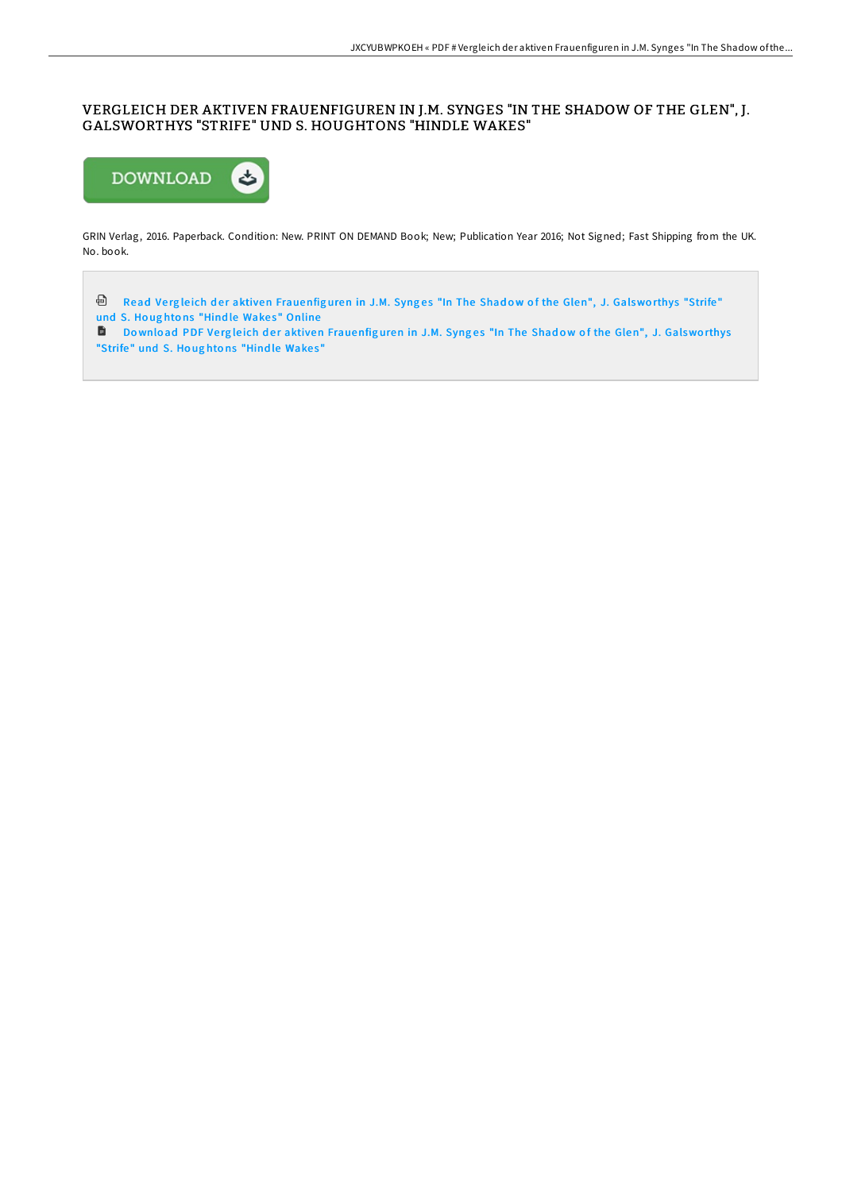# VERGLEICH DER AKTIVEN FRAUENFIGUREN IN J.M. SYNGES "IN THE SHADOW OF THE GLEN", J. GALSWORTHYS "STRIFE" UND S. HOUGHTONS "HINDLE WAKES"

GRIN Verlag, 2016. Paperback. Condition: New. PRINT ON DEMAND Book; New; Publication Year 2016; Not Signed; Fast Shipping from the UK. No. book.

Read Vergleich der aktiven Frauenfiguren in J.M. Synges "In The Shadow of the Glen", J. Galsworthys "Strife" und S. Houghtons "Hindle Wakes" Online

Download PDF Vergleich der aktiven Frauenfiguren in J.M. Synges "In The Shadow of the Glen", J. Galsworthys "Strife" und S. Houghtons "Hindle Wakes"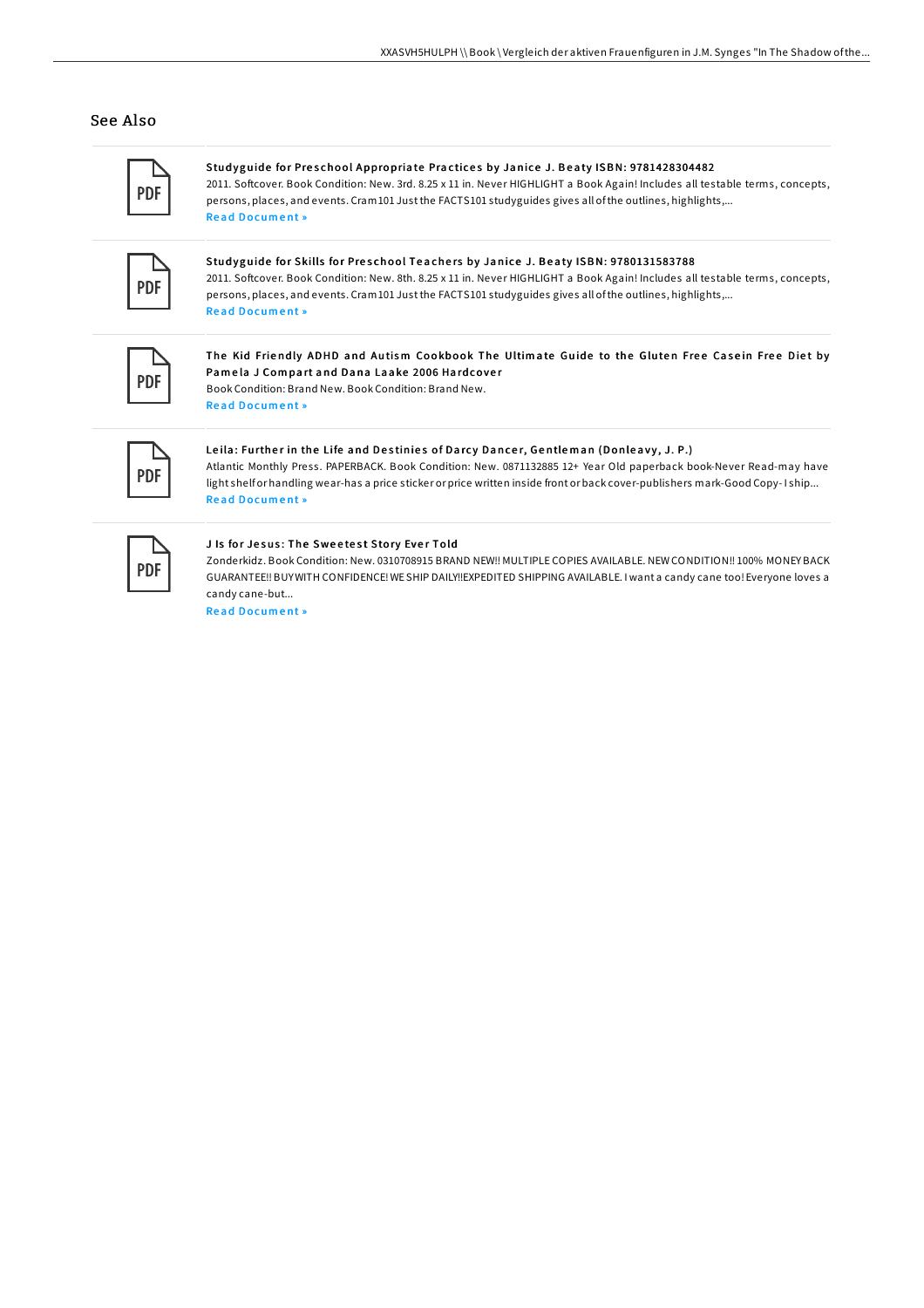## See Also

**Studyguide for Preschool Appropriate Practices by Janice J. Beaty ISBN: 9781428304482**

2011. Softcover. Book Condition: New. 3rd. 8.25 x 11 in. Never HIGHLIGHT a Book Again! Includes all testable terms, concepts, persons, places, and events. Cram101 Just the FACTS101 studyguides gives all of the outlines, highlights,...

Read Document »

**Studyguide for Skills for Preschool Teachers by Janice J. Beaty ISBN: 9780131583788**

2011. Softcover. Book Condition: New. 8th. 8.25 x 11 in. Never HIGHLIGHT a Book Again! Includes all testable terms, concepts, persons, places, and events. Cram101 Just the FACTS101 studyguides gives all of the outlines, highlights,...

Read Document »

**The Kid Friendly ADHD and Autism Cookbook The Ultimate Guide to the Gluten Free Casein Free Diet by Pamela J Compart and Dana Laake 2006 Hardcover**

Book Condition: Brand New. Book Condition: Brand New.

Read Document »

**Leila: Further in the Life and Destinies of Darcy Dancer, Gentleman (Donleavy, J. P.)**

Atlantic Monthly Press. PAPERBACK. Book Condition: New. 0871132885 12+ Year Old paperback book-Never Read-may have light shelf or handling wear-has a price sticker or price written inside front or back cover-publishers mark-Good Copy- I ship...

Read Document »

**J Is for Jesus: The Sweetest Story Ever Told**

Zonderkidz. Book Condition: New. 0310708915 BRAND NEW!! MULTIPLE COPIES AVAILABLE. NEW CONDITION!! 100% MONEY BACK GUARANTEE!! BUY WITH CONFIDENCE! WE SHIP DAILY!!EXPEDITED SHIPPING AVAILABLE. I want a candy cane too! Everyone loves a candy cane-but...

Read Document »